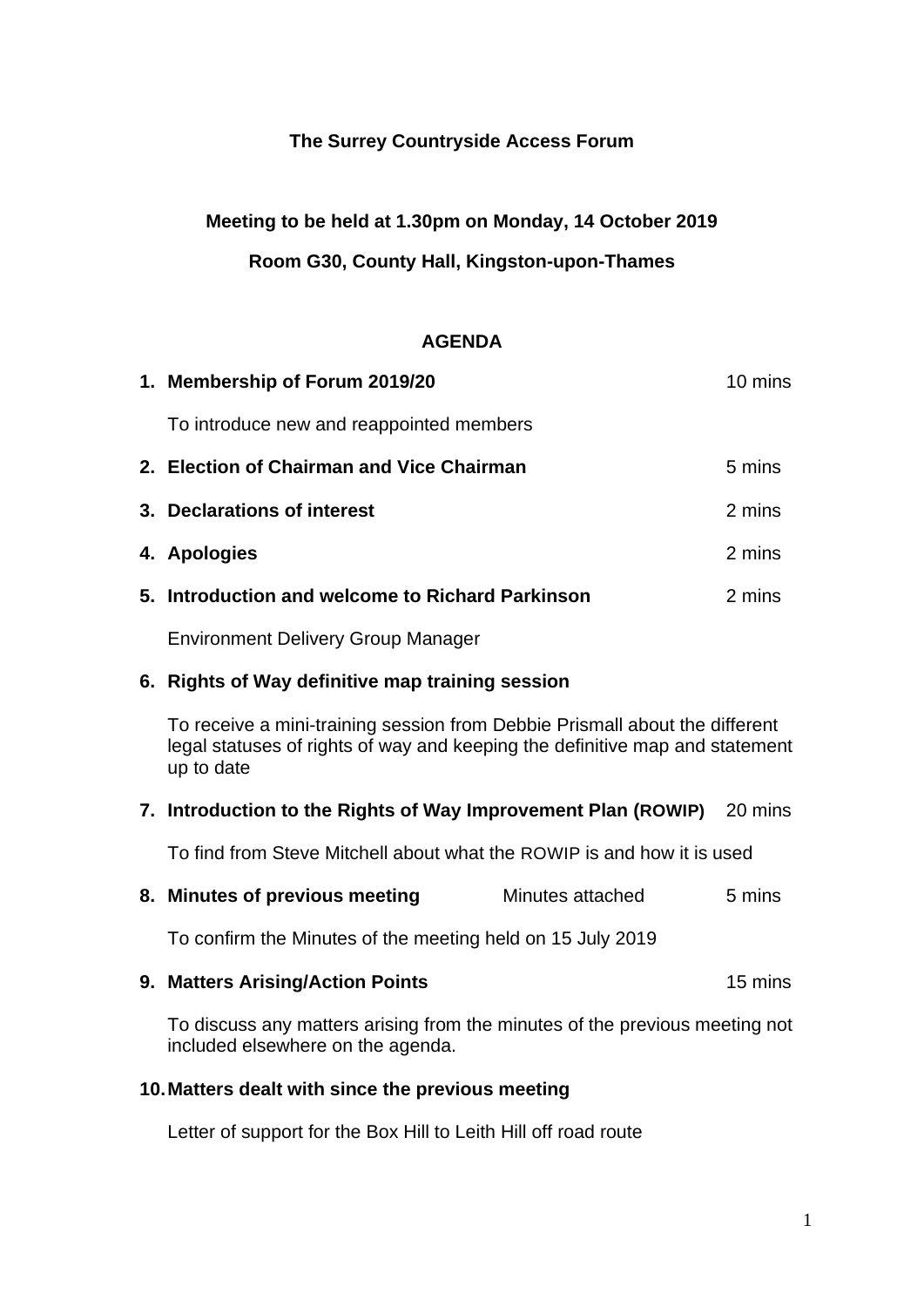**The Surrey Countryside Access Forum**

**Meeting to be held at 1.30pm on Monday, 14 October 2019**

**Room G30, County Hall, Kingston-upon-Thames**

**AGENDA**

1. **Membership of Forum 2019/20** — 10 mins

   To introduce new and reappointed members

2. **Election of Chairman and Vice Chairman** — 5 mins

3. **Declarations of interest** — 2 mins

4. **Apologies** — 2 mins

5. **Introduction and welcome to Richard Parkinson** — 2 mins

   Environment Delivery Group Manager

6. **Rights of Way definitive map training session**

   To receive a mini-training session from Debbie Prismall about the different legal statuses of rights of way and keeping the definitive map and statement up to date

7. **Introduction to the Rights of Way Improvement Plan (ROWIP)** — 20 mins

   To find from Steve Mitchell about what the ROWIP is and how it is used

8. **Minutes of previous meeting** — Minutes attached — 5 mins

   To confirm the Minutes of the meeting held on 15 July 2019

9. **Matters Arising/Action Points** — 15 mins

   To discuss any matters arising from the minutes of the previous meeting not included elsewhere on the agenda.

10. **Matters dealt with since the previous meeting**

    Letter of support for the Box Hill to Leith Hill off road route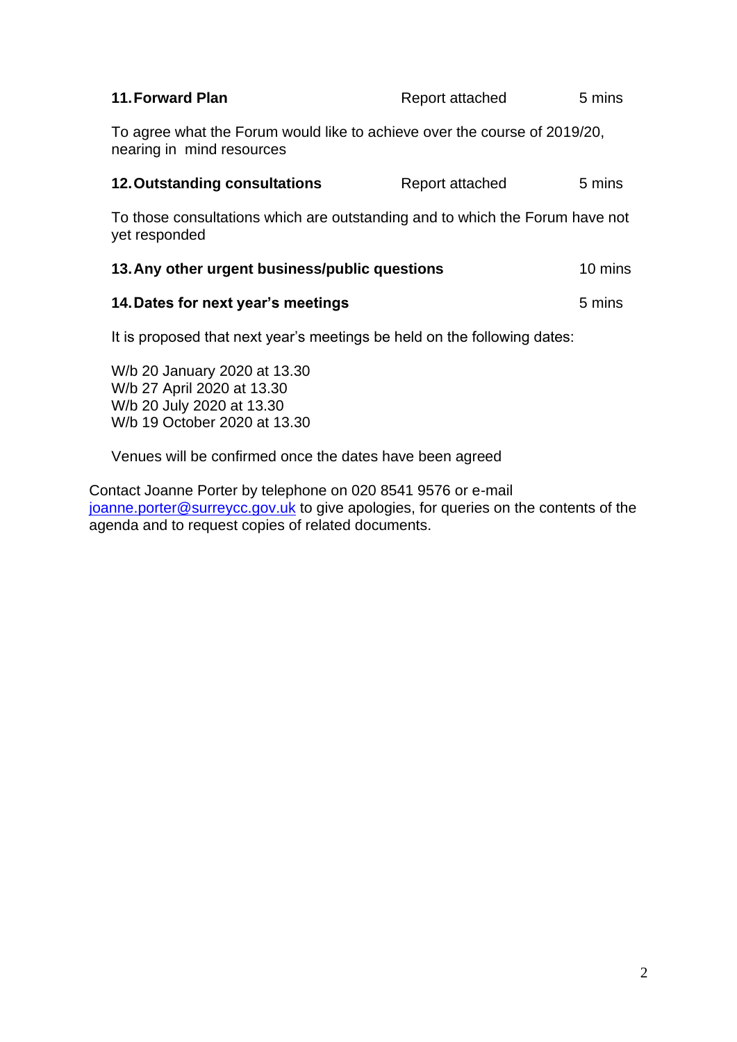**11. Forward Plan** — Report attached — 5 mins

To agree what the Forum would like to achieve over the course of 2019/20, nearing in mind resources

**12. Outstanding consultations** — Report attached — 5 mins

To those consultations which are outstanding and to which the Forum have not yet responded

**13. Any other urgent business/public questions** — 10 mins

**14. Dates for next year's meetings** — 5 mins

It is proposed that next year's meetings be held on the following dates:

W/b 20 January 2020 at 13.30
W/b 27 April 2020 at 13.30
W/b 20 July 2020 at 13.30
W/b 19 October 2020 at 13.30

Venues will be confirmed once the dates have been agreed

Contact Joanne Porter by telephone on 020 8541 9576 or e-mail joanne.porter@surreycc.gov.uk to give apologies, for queries on the contents of the agenda and to request copies of related documents.